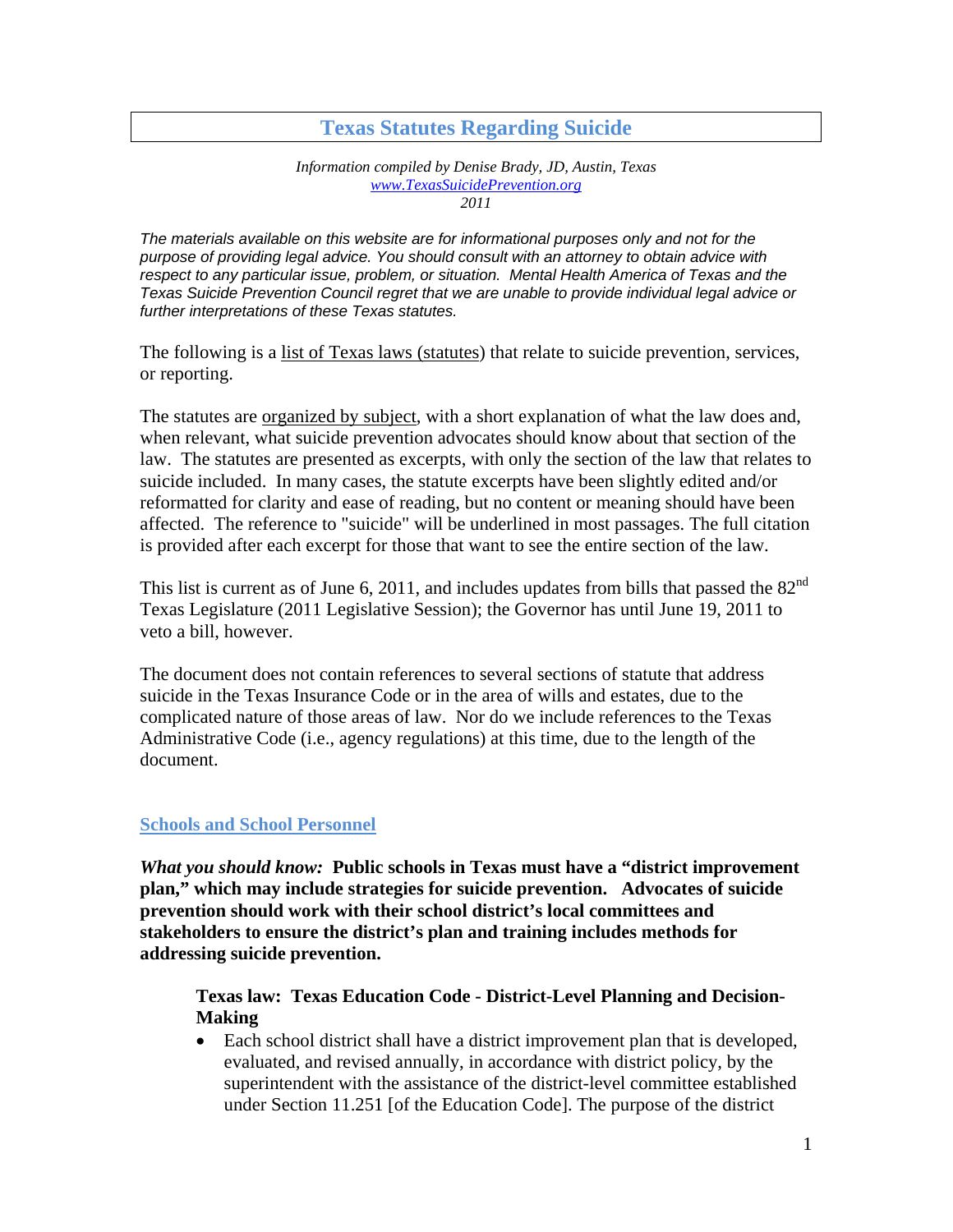# Texas Statutes Regarding Suicide

*Information compiled by Denise Brady, JD, Austin, Texas*
*www.TexasSuicidePrevention.org*
*2011*

*The materials available on this website are for informational purposes only and not for the purpose of providing legal advice. You should consult with an attorney to obtain advice with respect to any particular issue, problem, or situation. Mental Health America of Texas and the Texas Suicide Prevention Council regret that we are unable to provide individual legal advice or further interpretations of these Texas statutes.*

The following is a list of Texas laws (statutes) that relate to suicide prevention, services, or reporting.

The statutes are organized by subject, with a short explanation of what the law does and, when relevant, what suicide prevention advocates should know about that section of the law. The statutes are presented as excerpts, with only the section of the law that relates to suicide included. In many cases, the statute excerpts have been slightly edited and/or reformatted for clarity and ease of reading, but no content or meaning should have been affected. The reference to "suicide" will be underlined in most passages. The full citation is provided after each excerpt for those that want to see the entire section of the law.

This list is current as of June 6, 2011, and includes updates from bills that passed the 82nd Texas Legislature (2011 Legislative Session); the Governor has until June 19, 2011 to veto a bill, however.

The document does not contain references to several sections of statute that address suicide in the Texas Insurance Code or in the area of wills and estates, due to the complicated nature of those areas of law. Nor do we include references to the Texas Administrative Code (i.e., agency regulations) at this time, due to the length of the document.

## Schools and School Personnel

***What you should know:*** **Public schools in Texas must have a "district improvement plan," which may include strategies for suicide prevention. Advocates of suicide prevention should work with their school district's local committees and stakeholders to ensure the district's plan and training includes methods for addressing suicide prevention.**

### Texas law: Texas Education Code - District-Level Planning and Decision-Making

- Each school district shall have a district improvement plan that is developed, evaluated, and revised annually, in accordance with district policy, by the superintendent with the assistance of the district-level committee established under Section 11.251 [of the Education Code]. The purpose of the district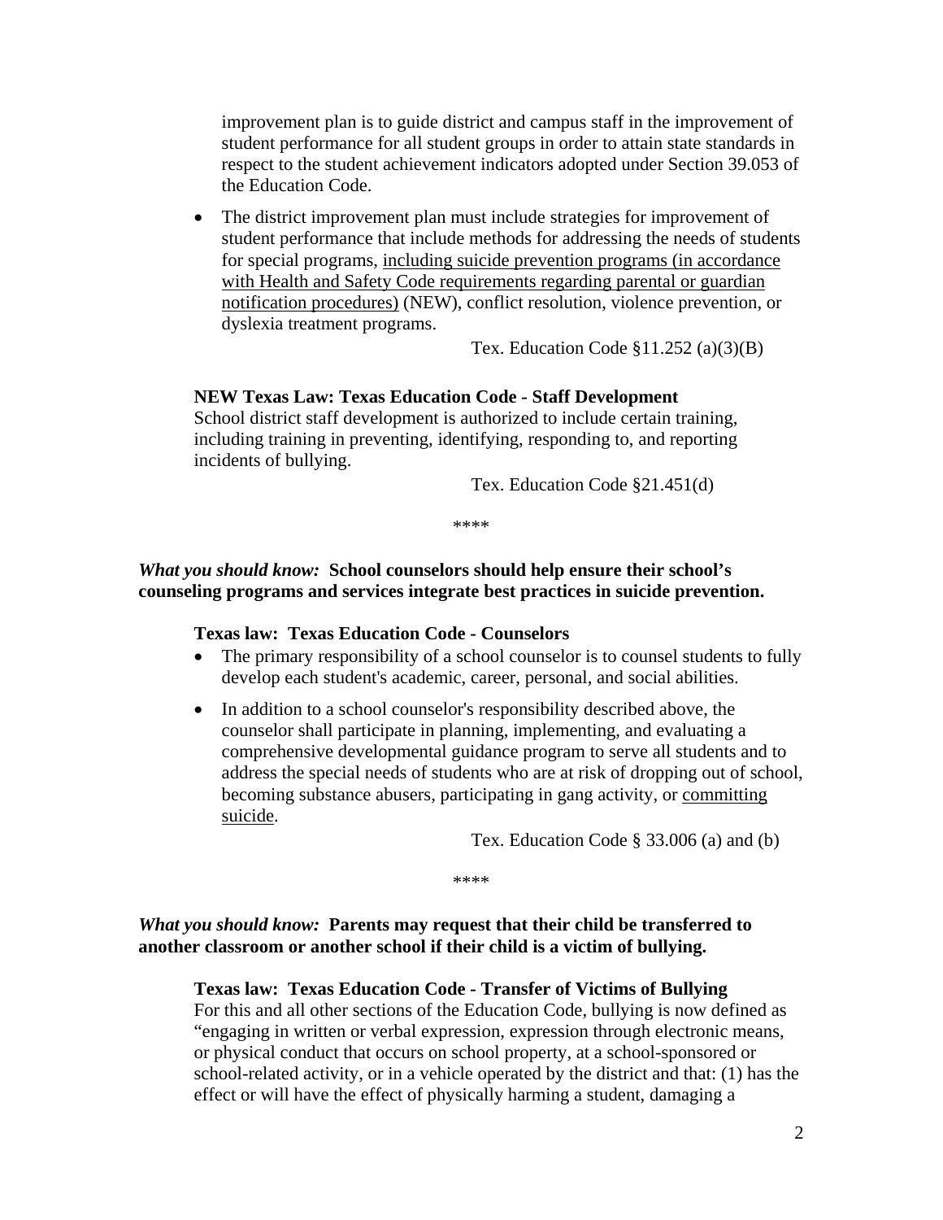improvement plan is to guide district and campus staff in the improvement of student performance for all student groups in order to attain state standards in respect to the student achievement indicators adopted under Section 39.053 of the Education Code.

- The district improvement plan must include strategies for improvement of student performance that include methods for addressing the needs of students for special programs, <u>including suicide prevention programs (in accordance with Health and Safety Code requirements regarding parental or guardian notification procedures)</u> (NEW), conflict resolution, violence prevention, or dyslexia treatment programs.

Tex. Education Code §11.252 (a)(3)(B)

**NEW Texas Law: Texas Education Code - Staff Development**

School district staff development is authorized to include certain training, including training in preventing, identifying, responding to, and reporting incidents of bullying.

Tex. Education Code §21.451(d)

****

***What you should know:*** **School counselors should help ensure their school's counseling programs and services integrate best practices in suicide prevention.**

**Texas law: Texas Education Code - Counselors**

- The primary responsibility of a school counselor is to counsel students to fully develop each student's academic, career, personal, and social abilities.
- In addition to a school counselor's responsibility described above, the counselor shall participate in planning, implementing, and evaluating a comprehensive developmental guidance program to serve all students and to address the special needs of students who are at risk of dropping out of school, becoming substance abusers, participating in gang activity, or <u>committing suicide</u>.

Tex. Education Code § 33.006 (a) and (b)

****

***What you should know:*** **Parents may request that their child be transferred to another classroom or another school if their child is a victim of bullying.**

**Texas law: Texas Education Code - Transfer of Victims of Bullying**

For this and all other sections of the Education Code, bullying is now defined as "engaging in written or verbal expression, expression through electronic means, or physical conduct that occurs on school property, at a school-sponsored or school-related activity, or in a vehicle operated by the district and that: (1) has the effect or will have the effect of physically harming a student, damaging a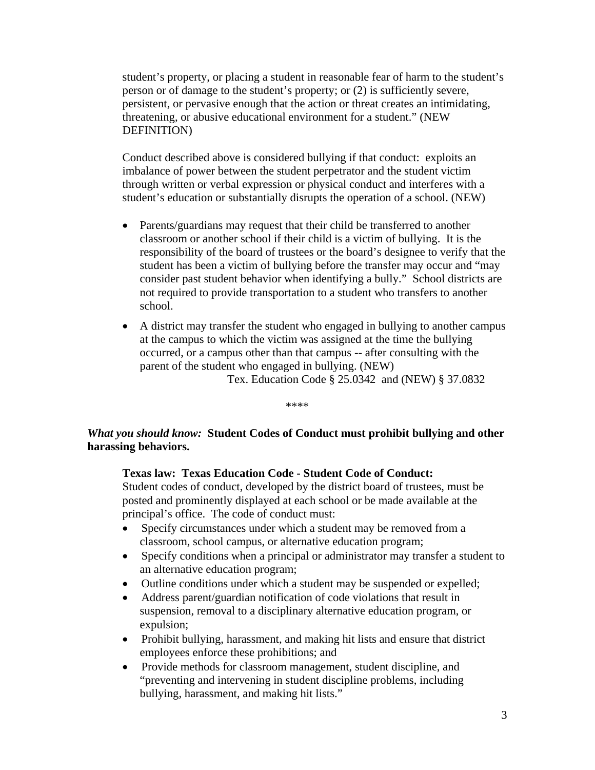student's property, or placing a student in reasonable fear of harm to the student's person or of damage to the student's property; or (2) is sufficiently severe, persistent, or pervasive enough that the action or threat creates an intimidating, threatening, or abusive educational environment for a student." (NEW DEFINITION)

Conduct described above is considered bullying if that conduct: exploits an imbalance of power between the student perpetrator and the student victim through written or verbal expression or physical conduct and interferes with a student's education or substantially disrupts the operation of a school. (NEW)

- Parents/guardians may request that their child be transferred to another classroom or another school if their child is a victim of bullying. It is the responsibility of the board of trustees or the board's designee to verify that the student has been a victim of bullying before the transfer may occur and "may consider past student behavior when identifying a bully." School districts are not required to provide transportation to a student who transfers to another school.
- A district may transfer the student who engaged in bullying to another campus at the campus to which the victim was assigned at the time the bullying occurred, or a campus other than that campus -- after consulting with the parent of the student who engaged in bullying. (NEW)

Tex. Education Code § 25.0342 and (NEW) § 37.0832

****

***What you should know:*** **Student Codes of Conduct must prohibit bullying and other harassing behaviors.**

**Texas law: Texas Education Code - Student Code of Conduct:**
Student codes of conduct, developed by the district board of trustees, must be posted and prominently displayed at each school or be made available at the principal's office. The code of conduct must:

- Specify circumstances under which a student may be removed from a classroom, school campus, or alternative education program;
- Specify conditions when a principal or administrator may transfer a student to an alternative education program;
- Outline conditions under which a student may be suspended or expelled;
- Address parent/guardian notification of code violations that result in suspension, removal to a disciplinary alternative education program, or expulsion;
- Prohibit bullying, harassment, and making hit lists and ensure that district employees enforce these prohibitions; and
- Provide methods for classroom management, student discipline, and "preventing and intervening in student discipline problems, including bullying, harassment, and making hit lists."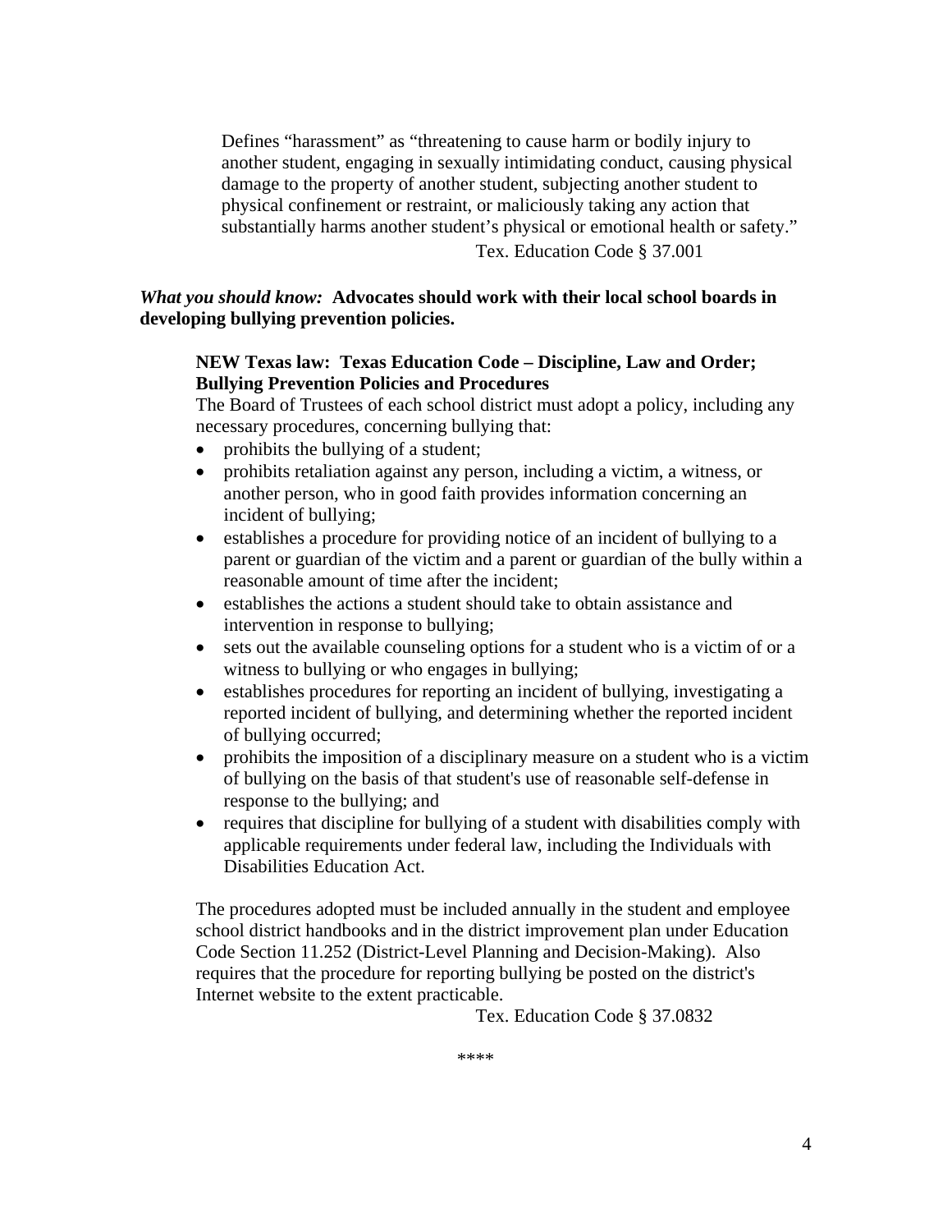Defines "harassment" as "threatening to cause harm or bodily injury to another student, engaging in sexually intimidating conduct, causing physical damage to the property of another student, subjecting another student to physical confinement or restraint, or maliciously taking any action that substantially harms another student's physical or emotional health or safety."

Tex. Education Code § 37.001

***What you should know:*** **Advocates should work with their local school boards in developing bullying prevention policies.**

**NEW Texas law: Texas Education Code – Discipline, Law and Order; Bullying Prevention Policies and Procedures**

The Board of Trustees of each school district must adopt a policy, including any necessary procedures, concerning bullying that:

- prohibits the bullying of a student;
- prohibits retaliation against any person, including a victim, a witness, or another person, who in good faith provides information concerning an incident of bullying;
- establishes a procedure for providing notice of an incident of bullying to a parent or guardian of the victim and a parent or guardian of the bully within a reasonable amount of time after the incident;
- establishes the actions a student should take to obtain assistance and intervention in response to bullying;
- sets out the available counseling options for a student who is a victim of or a witness to bullying or who engages in bullying;
- establishes procedures for reporting an incident of bullying, investigating a reported incident of bullying, and determining whether the reported incident of bullying occurred;
- prohibits the imposition of a disciplinary measure on a student who is a victim of bullying on the basis of that student's use of reasonable self-defense in response to the bullying; and
- requires that discipline for bullying of a student with disabilities comply with applicable requirements under federal law, including the Individuals with Disabilities Education Act.

The procedures adopted must be included annually in the student and employee school district handbooks and in the district improvement plan under Education Code Section 11.252 (District-Level Planning and Decision-Making). Also requires that the procedure for reporting bullying be posted on the district's Internet website to the extent practicable.

Tex. Education Code § 37.0832

****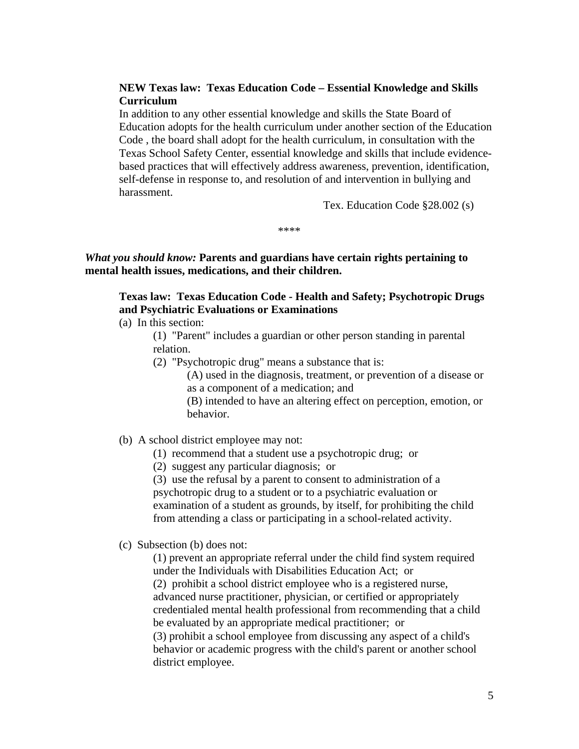**NEW Texas law: Texas Education Code – Essential Knowledge and Skills Curriculum**

In addition to any other essential knowledge and skills the State Board of Education adopts for the health curriculum under another section of the Education Code , the board shall adopt for the health curriculum, in consultation with the Texas School Safety Center, essential knowledge and skills that include evidence-based practices that will effectively address awareness, prevention, identification, self-defense in response to, and resolution of and intervention in bullying and harassment.

Tex. Education Code §28.002 (s)

****

***What you should know:*** **Parents and guardians have certain rights pertaining to mental health issues, medications, and their children.**

**Texas law: Texas Education Code - Health and Safety; Psychotropic Drugs and Psychiatric Evaluations or Examinations**

(a) In this section:

(1) "Parent" includes a guardian or other person standing in parental relation.

(2) "Psychotropic drug" means a substance that is:

(A) used in the diagnosis, treatment, or prevention of a disease or as a component of a medication; and

(B) intended to have an altering effect on perception, emotion, or behavior.

(b) A school district employee may not:

(1) recommend that a student use a psychotropic drug; or

(2) suggest any particular diagnosis; or

(3) use the refusal by a parent to consent to administration of a psychotropic drug to a student or to a psychiatric evaluation or examination of a student as grounds, by itself, for prohibiting the child from attending a class or participating in a school-related activity.

(c) Subsection (b) does not:

(1) prevent an appropriate referral under the child find system required under the Individuals with Disabilities Education Act; or

(2) prohibit a school district employee who is a registered nurse, advanced nurse practitioner, physician, or certified or appropriately credentialed mental health professional from recommending that a child be evaluated by an appropriate medical practitioner; or

(3) prohibit a school employee from discussing any aspect of a child's behavior or academic progress with the child's parent or another school district employee.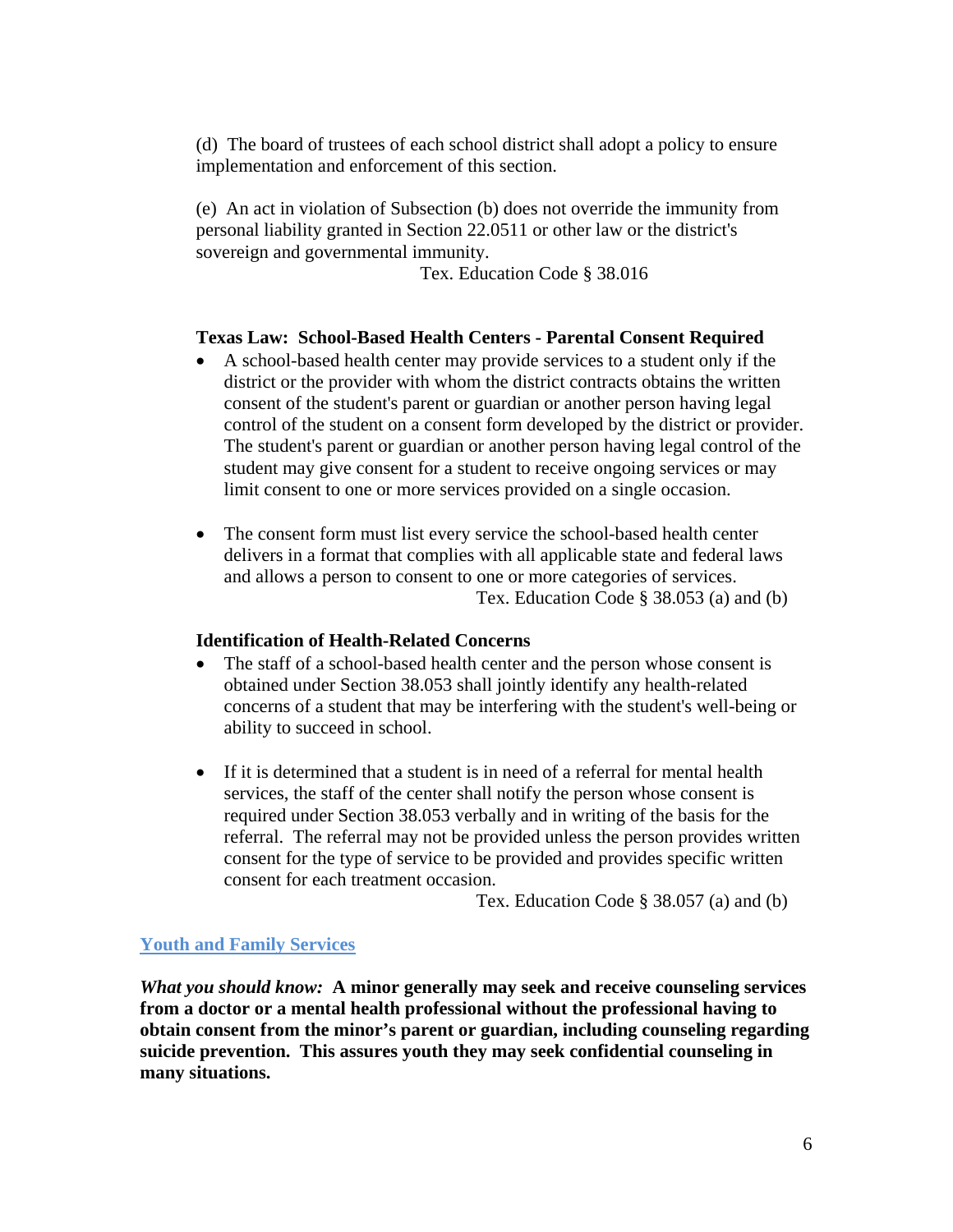(d) The board of trustees of each school district shall adopt a policy to ensure implementation and enforcement of this section.

(e) An act in violation of Subsection (b) does not override the immunity from personal liability granted in Section 22.0511 or other law or the district's sovereign and governmental immunity.

Tex. Education Code § 38.016

**Texas Law: School-Based Health Centers - Parental Consent Required**

- A school-based health center may provide services to a student only if the district or the provider with whom the district contracts obtains the written consent of the student's parent or guardian or another person having legal control of the student on a consent form developed by the district or provider. The student's parent or guardian or another person having legal control of the student may give consent for a student to receive ongoing services or may limit consent to one or more services provided on a single occasion.

- The consent form must list every service the school-based health center delivers in a format that complies with all applicable state and federal laws and allows a person to consent to one or more categories of services.

Tex. Education Code § 38.053 (a) and (b)

**Identification of Health-Related Concerns**

- The staff of a school-based health center and the person whose consent is obtained under Section 38.053 shall jointly identify any health-related concerns of a student that may be interfering with the student's well-being or ability to succeed in school.

- If it is determined that a student is in need of a referral for mental health services, the staff of the center shall notify the person whose consent is required under Section 38.053 verbally and in writing of the basis for the referral. The referral may not be provided unless the person provides written consent for the type of service to be provided and provides specific written consent for each treatment occasion.

Tex. Education Code § 38.057 (a) and (b)

## Youth and Family Services

***What you should know:* A minor generally may seek and receive counseling services from a doctor or a mental health professional without the professional having to obtain consent from the minor's parent or guardian, including counseling regarding suicide prevention. This assures youth they may seek confidential counseling in many situations.**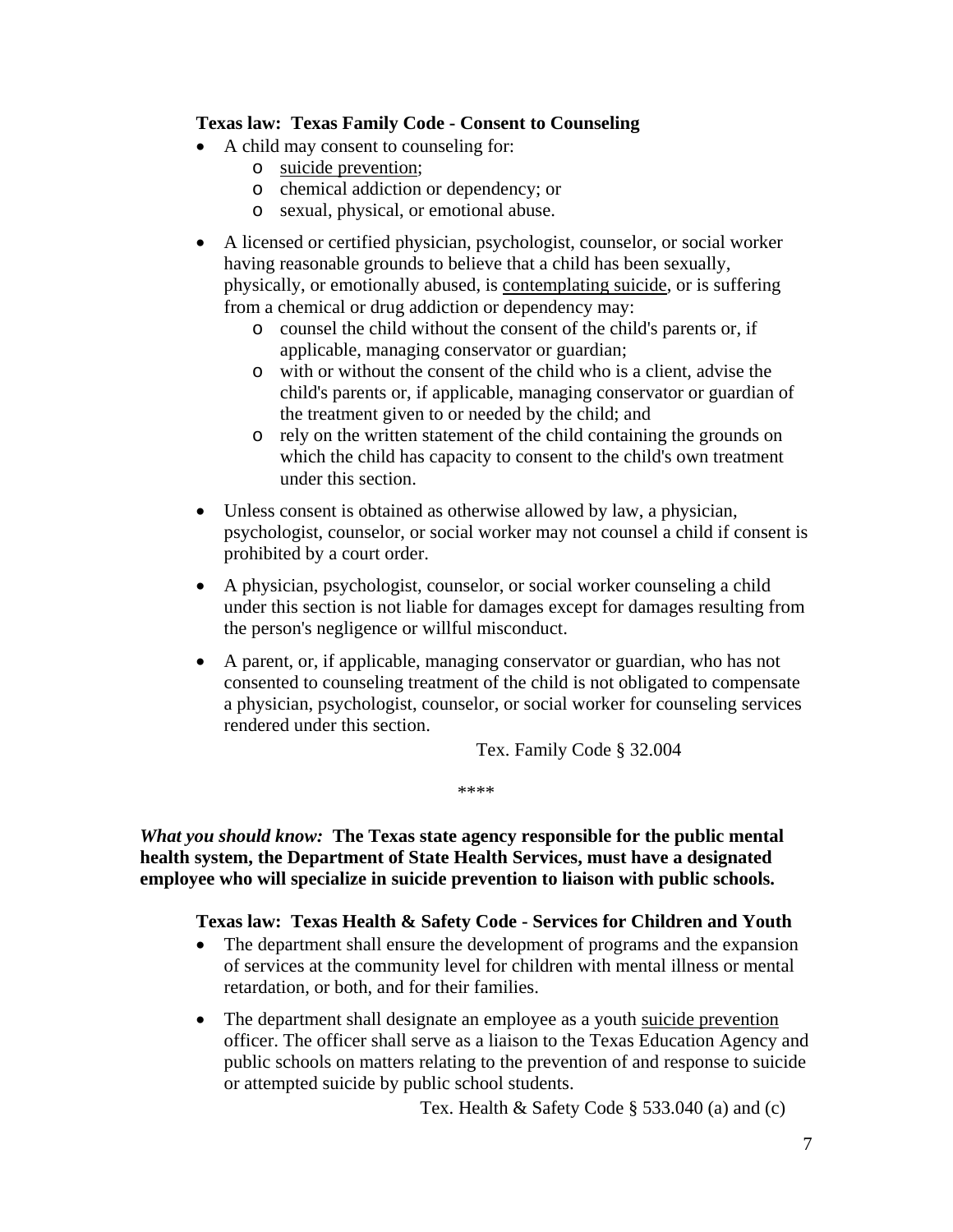**Texas law: Texas Family Code - Consent to Counseling**

- A child may consent to counseling for:
  - suicide prevention;
  - chemical addiction or dependency; or
  - sexual, physical, or emotional abuse.

- A licensed or certified physician, psychologist, counselor, or social worker having reasonable grounds to believe that a child has been sexually, physically, or emotionally abused, is contemplating suicide, or is suffering from a chemical or drug addiction or dependency may:
  - counsel the child without the consent of the child's parents or, if applicable, managing conservator or guardian;
  - with or without the consent of the child who is a client, advise the child's parents or, if applicable, managing conservator or guardian of the treatment given to or needed by the child; and
  - rely on the written statement of the child containing the grounds on which the child has capacity to consent to the child's own treatment under this section.

- Unless consent is obtained as otherwise allowed by law, a physician, psychologist, counselor, or social worker may not counsel a child if consent is prohibited by a court order.

- A physician, psychologist, counselor, or social worker counseling a child under this section is not liable for damages except for damages resulting from the person's negligence or willful misconduct.

- A parent, or, if applicable, managing conservator or guardian, who has not consented to counseling treatment of the child is not obligated to compensate a physician, psychologist, counselor, or social worker for counseling services rendered under this section.

Tex. Family Code § 32.004

****

***What you should know:*** **The Texas state agency responsible for the public mental health system, the Department of State Health Services, must have a designated employee who will specialize in suicide prevention to liaison with public schools.**

**Texas law: Texas Health & Safety Code - Services for Children and Youth**

- The department shall ensure the development of programs and the expansion of services at the community level for children with mental illness or mental retardation, or both, and for their families.

- The department shall designate an employee as a youth suicide prevention officer. The officer shall serve as a liaison to the Texas Education Agency and public schools on matters relating to the prevention of and response to suicide or attempted suicide by public school students.

Tex. Health & Safety Code § 533.040 (a) and (c)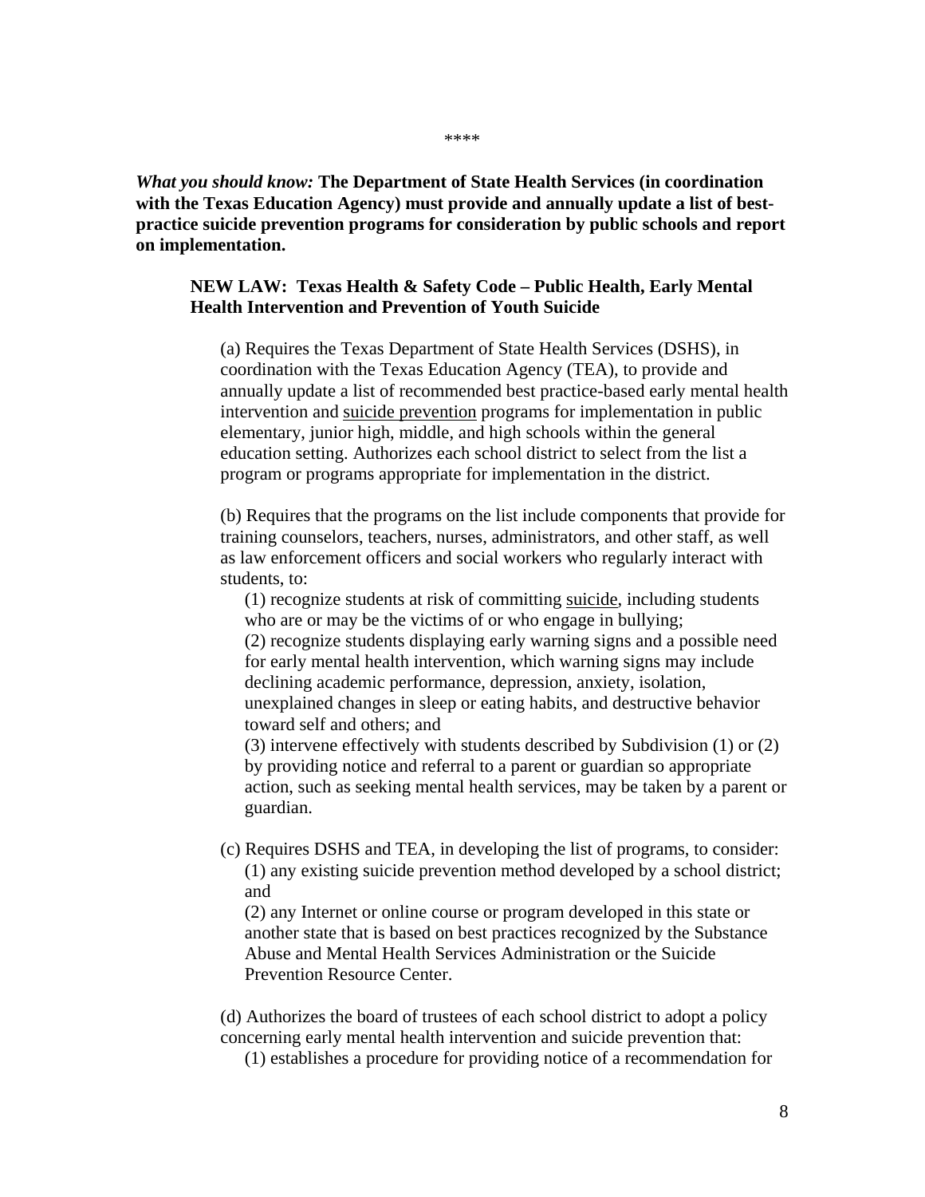\*\*\*\*

***What you should know:*** **The Department of State Health Services (in coordination with the Texas Education Agency) must provide and annually update a list of best-practice suicide prevention programs for consideration by public schools and report on implementation.**

**NEW LAW: Texas Health & Safety Code – Public Health, Early Mental Health Intervention and Prevention of Youth Suicide**

(a) Requires the Texas Department of State Health Services (DSHS), in coordination with the Texas Education Agency (TEA), to provide and annually update a list of recommended best practice-based early mental health intervention and suicide prevention programs for implementation in public elementary, junior high, middle, and high schools within the general education setting. Authorizes each school district to select from the list a program or programs appropriate for implementation in the district.

(b) Requires that the programs on the list include components that provide for training counselors, teachers, nurses, administrators, and other staff, as well as law enforcement officers and social workers who regularly interact with students, to:

(1) recognize students at risk of committing suicide, including students who are or may be the victims of or who engage in bullying;

(2) recognize students displaying early warning signs and a possible need for early mental health intervention, which warning signs may include declining academic performance, depression, anxiety, isolation, unexplained changes in sleep or eating habits, and destructive behavior toward self and others; and

(3) intervene effectively with students described by Subdivision (1) or (2) by providing notice and referral to a parent or guardian so appropriate action, such as seeking mental health services, may be taken by a parent or guardian.

(c) Requires DSHS and TEA, in developing the list of programs, to consider:

(1) any existing suicide prevention method developed by a school district; and

(2) any Internet or online course or program developed in this state or another state that is based on best practices recognized by the Substance Abuse and Mental Health Services Administration or the Suicide Prevention Resource Center.

(d) Authorizes the board of trustees of each school district to adopt a policy concerning early mental health intervention and suicide prevention that:

(1) establishes a procedure for providing notice of a recommendation for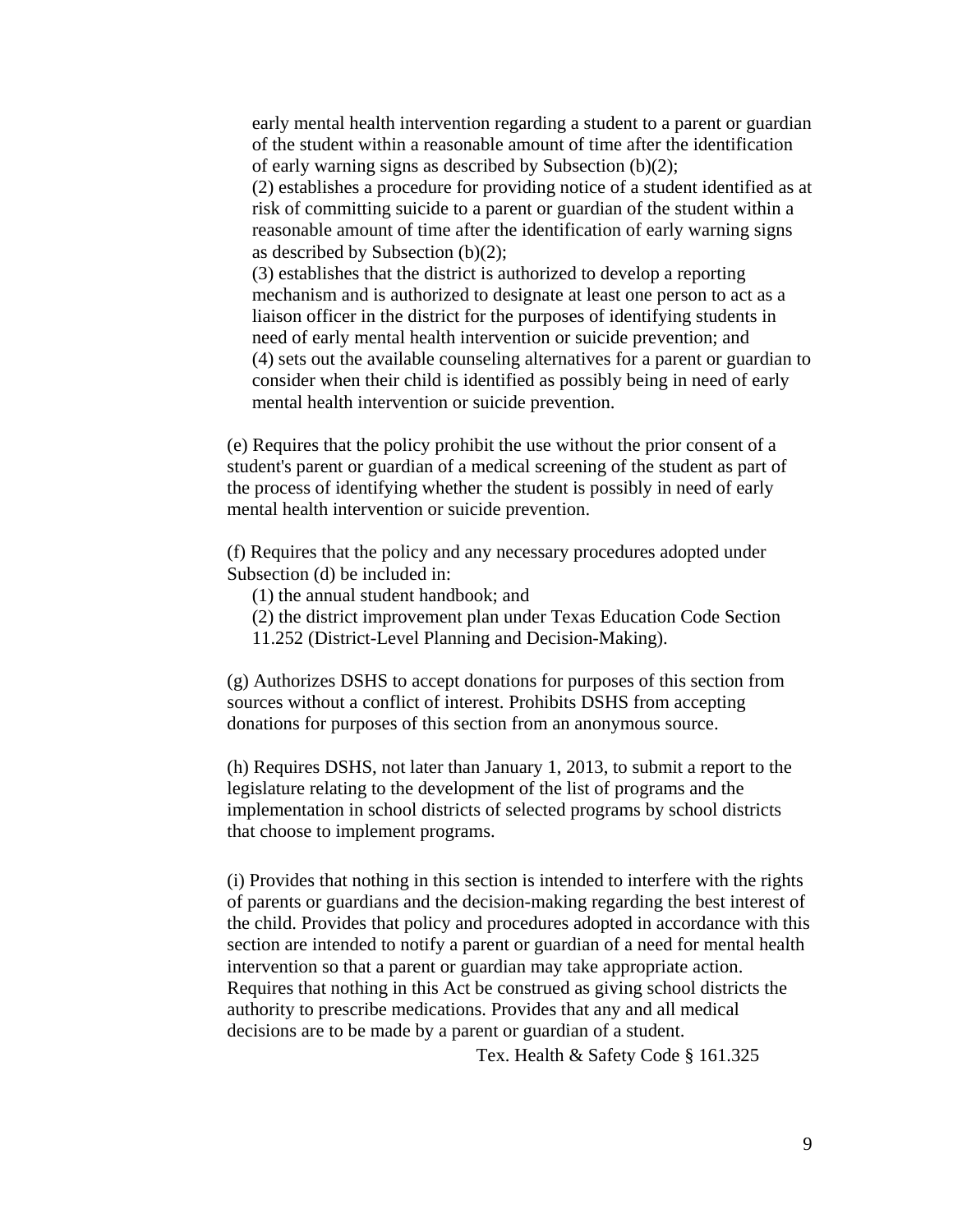early mental health intervention regarding a student to a parent or guardian of the student within a reasonable amount of time after the identification of early warning signs as described by Subsection (b)(2);

(2) establishes a procedure for providing notice of a student identified as at risk of committing suicide to a parent or guardian of the student within a reasonable amount of time after the identification of early warning signs as described by Subsection (b)(2);

(3) establishes that the district is authorized to develop a reporting mechanism and is authorized to designate at least one person to act as a liaison officer in the district for the purposes of identifying students in need of early mental health intervention or suicide prevention; and

(4) sets out the available counseling alternatives for a parent or guardian to consider when their child is identified as possibly being in need of early mental health intervention or suicide prevention.

(e) Requires that the policy prohibit the use without the prior consent of a student's parent or guardian of a medical screening of the student as part of the process of identifying whether the student is possibly in need of early mental health intervention or suicide prevention.

(f) Requires that the policy and any necessary procedures adopted under Subsection (d) be included in:

(1) the annual student handbook; and

(2) the district improvement plan under Texas Education Code Section 11.252 (District-Level Planning and Decision-Making).

(g) Authorizes DSHS to accept donations for purposes of this section from sources without a conflict of interest. Prohibits DSHS from accepting donations for purposes of this section from an anonymous source.

(h) Requires DSHS, not later than January 1, 2013, to submit a report to the legislature relating to the development of the list of programs and the implementation in school districts of selected programs by school districts that choose to implement programs.

(i) Provides that nothing in this section is intended to interfere with the rights of parents or guardians and the decision-making regarding the best interest of the child. Provides that policy and procedures adopted in accordance with this section are intended to notify a parent or guardian of a need for mental health intervention so that a parent or guardian may take appropriate action. Requires that nothing in this Act be construed as giving school districts the authority to prescribe medications. Provides that any and all medical decisions are to be made by a parent or guardian of a student.

Tex. Health & Safety Code § 161.325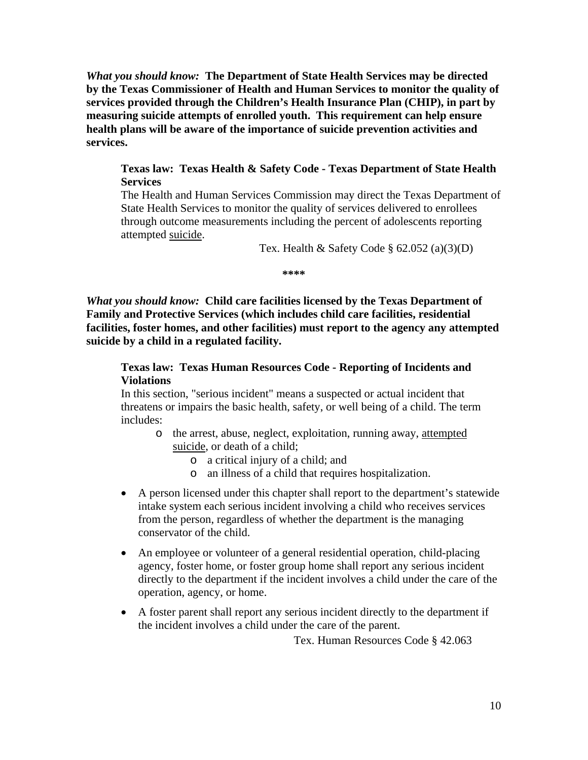***What you should know:*** **The Department of State Health Services may be directed by the Texas Commissioner of Health and Human Services to monitor the quality of services provided through the Children's Health Insurance Plan (CHIP), in part by measuring suicide attempts of enrolled youth. This requirement can help ensure health plans will be aware of the importance of suicide prevention activities and services.**

> **Texas law: Texas Health & Safety Code - Texas Department of State Health Services**
>
> The Health and Human Services Commission may direct the Texas Department of State Health Services to monitor the quality of services delivered to enrollees through outcome measurements including the percent of adolescents reporting attempted <u>suicide</u>.
>
> Tex. Health & Safety Code § 62.052 (a)(3)(D)

\*\*\*\*

***What you should know:*** **Child care facilities licensed by the Texas Department of Family and Protective Services (which includes child care facilities, residential facilities, foster homes, and other facilities) must report to the agency any attempted suicide by a child in a regulated facility.**

> **Texas law: Texas Human Resources Code - Reporting of Incidents and Violations**
>
> In this section, "serious incident" means a suspected or actual incident that threatens or impairs the basic health, safety, or well being of a child. The term includes:
>
> - the arrest, abuse, neglect, exploitation, running away, <u>attempted suicide</u>, or death of a child;
>   - a critical injury of a child; and
>   - an illness of a child that requires hospitalization.
>
> - A person licensed under this chapter shall report to the department's statewide intake system each serious incident involving a child who receives services from the person, regardless of whether the department is the managing conservator of the child.
> - An employee or volunteer of a general residential operation, child-placing agency, foster home, or foster group home shall report any serious incident directly to the department if the incident involves a child under the care of the operation, agency, or home.
> - A foster parent shall report any serious incident directly to the department if the incident involves a child under the care of the parent.
>
> Tex. Human Resources Code § 42.063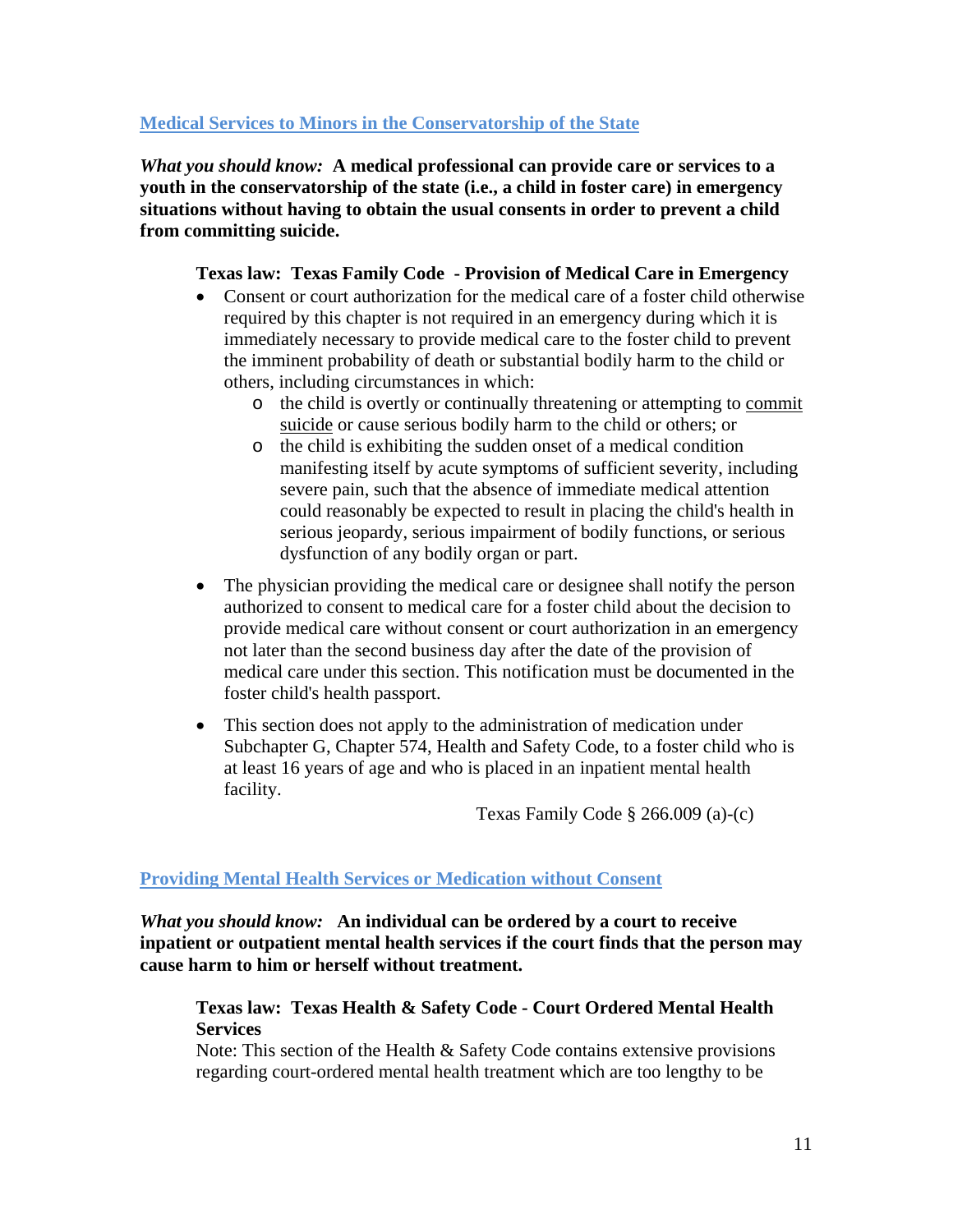## Medical Services to Minors in the Conservatorship of the State

***What you should know:*** **A medical professional can provide care or services to a youth in the conservatorship of the state (i.e., a child in foster care) in emergency situations without having to obtain the usual consents in order to prevent a child from committing suicide.**

**Texas law: Texas Family Code - Provision of Medical Care in Emergency**

- Consent or court authorization for the medical care of a foster child otherwise required by this chapter is not required in an emergency during which it is immediately necessary to provide medical care to the foster child to prevent the imminent probability of death or substantial bodily harm to the child or others, including circumstances in which:
  - the child is overtly or continually threatening or attempting to commit suicide or cause serious bodily harm to the child or others; or
  - the child is exhibiting the sudden onset of a medical condition manifesting itself by acute symptoms of sufficient severity, including severe pain, such that the absence of immediate medical attention could reasonably be expected to result in placing the child's health in serious jeopardy, serious impairment of bodily functions, or serious dysfunction of any bodily organ or part.
- The physician providing the medical care or designee shall notify the person authorized to consent to medical care for a foster child about the decision to provide medical care without consent or court authorization in an emergency not later than the second business day after the date of the provision of medical care under this section. This notification must be documented in the foster child's health passport.
- This section does not apply to the administration of medication under Subchapter G, Chapter 574, Health and Safety Code, to a foster child who is at least 16 years of age and who is placed in an inpatient mental health facility.

Texas Family Code § 266.009 (a)-(c)

## Providing Mental Health Services or Medication without Consent

***What you should know:*** **An individual can be ordered by a court to receive inpatient or outpatient mental health services if the court finds that the person may cause harm to him or herself without treatment.**

**Texas law: Texas Health & Safety Code - Court Ordered Mental Health Services**

Note: This section of the Health & Safety Code contains extensive provisions regarding court-ordered mental health treatment which are too lengthy to be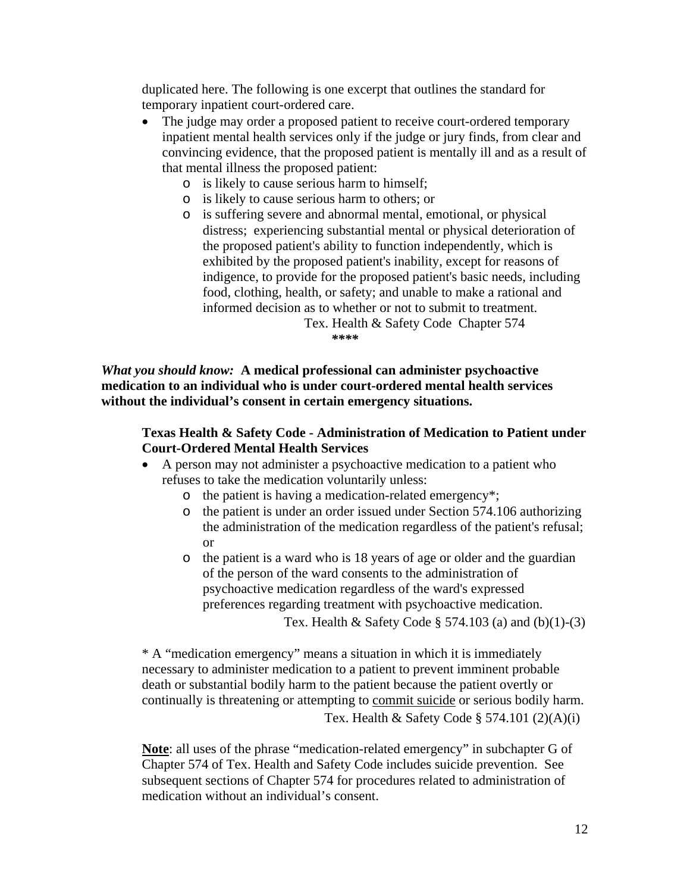duplicated here. The following is one excerpt that outlines the standard for temporary inpatient court-ordered care.

- The judge may order a proposed patient to receive court-ordered temporary inpatient mental health services only if the judge or jury finds, from clear and convincing evidence, that the proposed patient is mentally ill and as a result of that mental illness the proposed patient:
  - is likely to cause serious harm to himself;
  - is likely to cause serious harm to others; or
  - is suffering severe and abnormal mental, emotional, or physical distress; experiencing substantial mental or physical deterioration of the proposed patient's ability to function independently, which is exhibited by the proposed patient's inability, except for reasons of indigence, to provide for the proposed patient's basic needs, including food, clothing, health, or safety; and unable to make a rational and informed decision as to whether or not to submit to treatment.

Tex. Health & Safety Code Chapter 574

\*\*\*\*

***What you should know:*** **A medical professional can administer psychoactive medication to an individual who is under court-ordered mental health services without the individual's consent in certain emergency situations.**

**Texas Health & Safety Code - Administration of Medication to Patient under Court-Ordered Mental Health Services**

- A person may not administer a psychoactive medication to a patient who refuses to take the medication voluntarily unless:
  - the patient is having a medication-related emergency*;
  - the patient is under an order issued under Section 574.106 authorizing the administration of the medication regardless of the patient's refusal; or
  - the patient is a ward who is 18 years of age or older and the guardian of the person of the ward consents to the administration of psychoactive medication regardless of the ward's expressed preferences regarding treatment with psychoactive medication.

Tex. Health & Safety Code § 574.103 (a) and (b)(1)-(3)

\* A "medication emergency" means a situation in which it is immediately necessary to administer medication to a patient to prevent imminent probable death or substantial bodily harm to the patient because the patient overtly or continually is threatening or attempting to <u>commit suicide</u> or serious bodily harm.

Tex. Health & Safety Code § 574.101 (2)(A)(i)

**<u>Note</u>**: all uses of the phrase "medication-related emergency" in subchapter G of Chapter 574 of Tex. Health and Safety Code includes suicide prevention. See subsequent sections of Chapter 574 for procedures related to administration of medication without an individual's consent.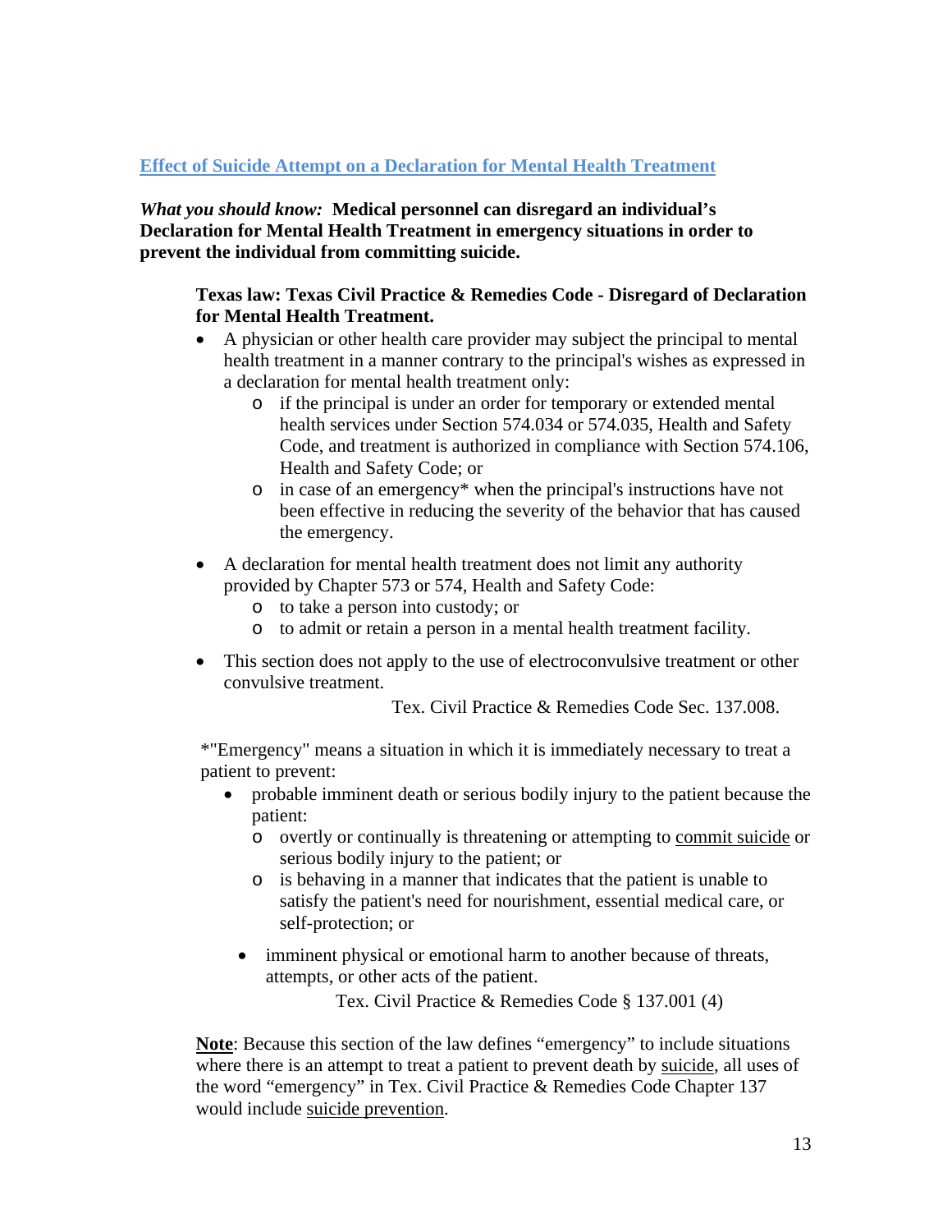## Effect of Suicide Attempt on a Declaration for Mental Health Treatment

*What you should know:* **Medical personnel can disregard an individual's Declaration for Mental Health Treatment in emergency situations in order to prevent the individual from committing suicide.**

**Texas law: Texas Civil Practice & Remedies Code - Disregard of Declaration for Mental Health Treatment.**

- A physician or other health care provider may subject the principal to mental health treatment in a manner contrary to the principal's wishes as expressed in a declaration for mental health treatment only:
  - if the principal is under an order for temporary or extended mental health services under Section 574.034 or 574.035, Health and Safety Code, and treatment is authorized in compliance with Section 574.106, Health and Safety Code; or
  - in case of an emergency* when the principal's instructions have not been effective in reducing the severity of the behavior that has caused the emergency.
- A declaration for mental health treatment does not limit any authority provided by Chapter 573 or 574, Health and Safety Code:
  - to take a person into custody; or
  - to admit or retain a person in a mental health treatment facility.
- This section does not apply to the use of electroconvulsive treatment or other convulsive treatment.

Tex. Civil Practice & Remedies Code Sec. 137.008.

*"Emergency" means a situation in which it is immediately necessary to treat a patient to prevent:

- probable imminent death or serious bodily injury to the patient because the patient:
  - overtly or continually is threatening or attempting to <u>commit suicide</u> or serious bodily injury to the patient; or
  - is behaving in a manner that indicates that the patient is unable to satisfy the patient's need for nourishment, essential medical care, or self-protection; or
- imminent physical or emotional harm to another because of threats, attempts, or other acts of the patient.

Tex. Civil Practice & Remedies Code § 137.001 (4)

**<u>Note</u>**: Because this section of the law defines "emergency" to include situations where there is an attempt to treat a patient to prevent death by <u>suicide</u>, all uses of the word "emergency" in Tex. Civil Practice & Remedies Code Chapter 137 would include <u>suicide prevention</u>.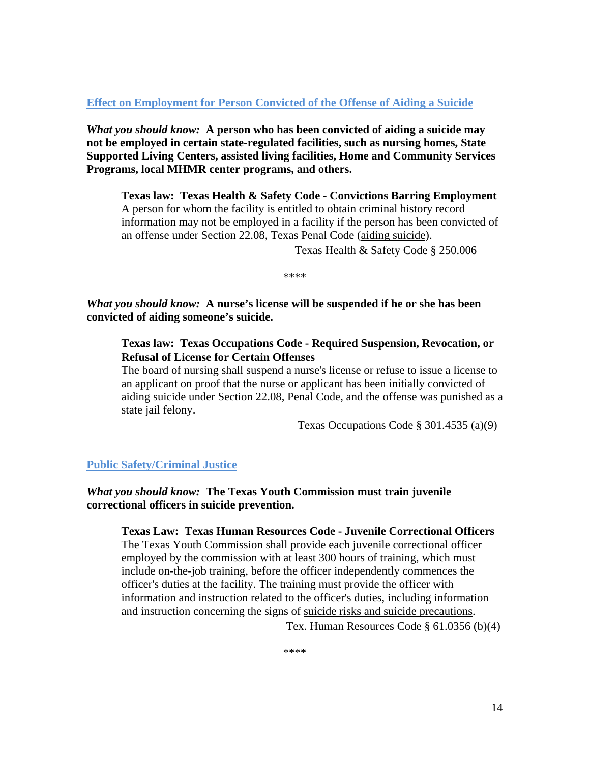## Effect on Employment for Person Convicted of the Offense of Aiding a Suicide

*What you should know:* **A person who has been convicted of aiding a suicide may not be employed in certain state-regulated facilities, such as nursing homes, State Supported Living Centers, assisted living facilities, Home and Community Services Programs, local MHMR center programs, and others.**

> **Texas law: Texas Health & Safety Code - Convictions Barring Employment**
> A person for whom the facility is entitled to obtain criminal history record information may not be employed in a facility if the person has been convicted of an offense under Section 22.08, Texas Penal Code (aiding suicide).
>
> Texas Health & Safety Code § 250.006

****

*What you should know:* **A nurse's license will be suspended if he or she has been convicted of aiding someone's suicide.**

> **Texas law: Texas Occupations Code - Required Suspension, Revocation, or Refusal of License for Certain Offenses**
> The board of nursing shall suspend a nurse's license or refuse to issue a license to an applicant on proof that the nurse or applicant has been initially convicted of aiding suicide under Section 22.08, Penal Code, and the offense was punished as a state jail felony.
>
> Texas Occupations Code § 301.4535 (a)(9)

## Public Safety/Criminal Justice

*What you should know:* **The Texas Youth Commission must train juvenile correctional officers in suicide prevention.**

> **Texas Law: Texas Human Resources Code - Juvenile Correctional Officers**
> The Texas Youth Commission shall provide each juvenile correctional officer employed by the commission with at least 300 hours of training, which must include on-the-job training, before the officer independently commences the officer's duties at the facility. The training must provide the officer with information and instruction related to the officer's duties, including information and instruction concerning the signs of suicide risks and suicide precautions.
>
> Tex. Human Resources Code § 61.0356 (b)(4)

****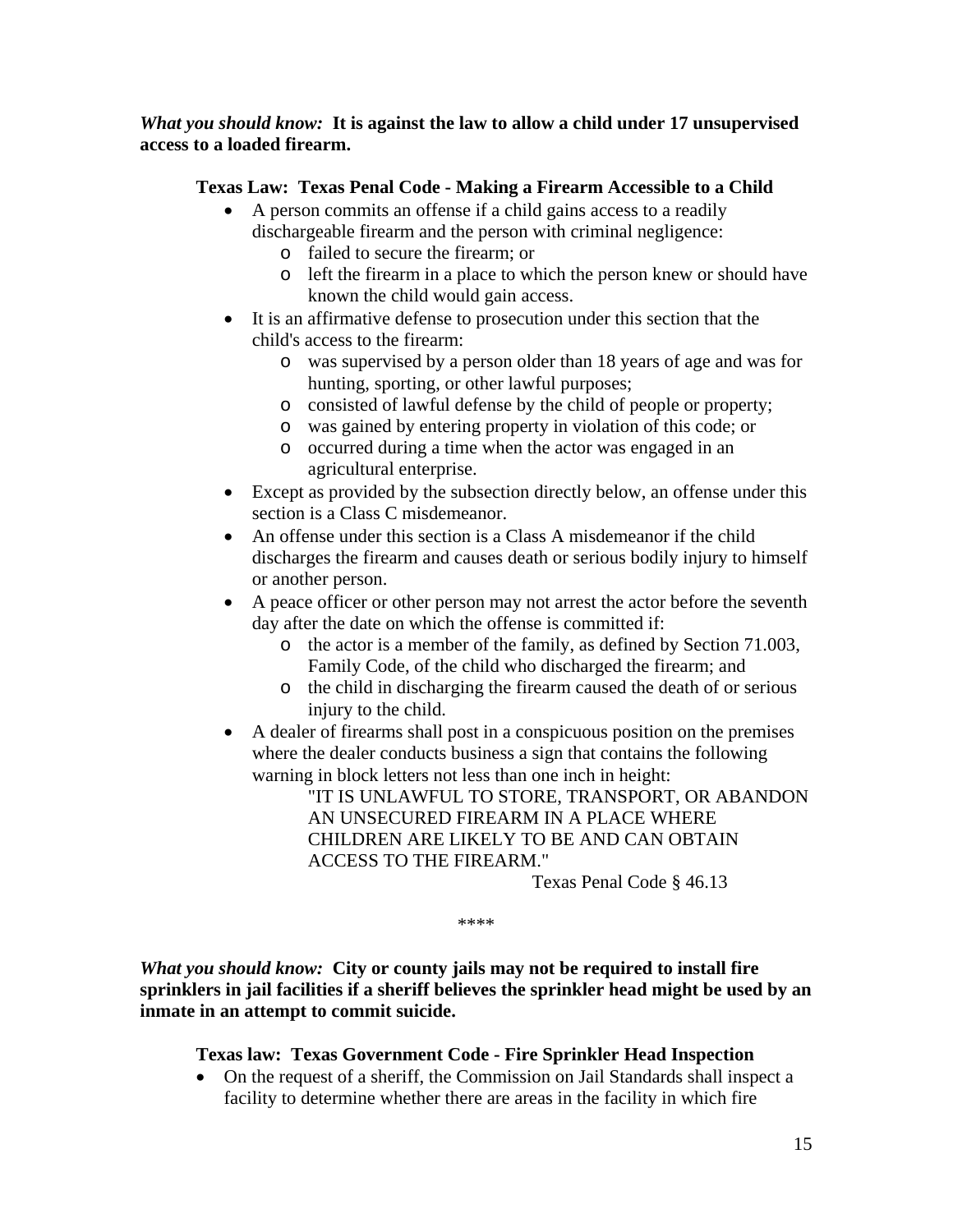***What you should know:*** **It is against the law to allow a child under 17 unsupervised access to a loaded firearm.**

**Texas Law: Texas Penal Code - Making a Firearm Accessible to a Child**

- A person commits an offense if a child gains access to a readily dischargeable firearm and the person with criminal negligence:
  - failed to secure the firearm; or
  - left the firearm in a place to which the person knew or should have known the child would gain access.
- It is an affirmative defense to prosecution under this section that the child's access to the firearm:
  - was supervised by a person older than 18 years of age and was for hunting, sporting, or other lawful purposes;
  - consisted of lawful defense by the child of people or property;
  - was gained by entering property in violation of this code; or
  - occurred during a time when the actor was engaged in an agricultural enterprise.
- Except as provided by the subsection directly below, an offense under this section is a Class C misdemeanor.
- An offense under this section is a Class A misdemeanor if the child discharges the firearm and causes death or serious bodily injury to himself or another person.
- A peace officer or other person may not arrest the actor before the seventh day after the date on which the offense is committed if:
  - the actor is a member of the family, as defined by Section 71.003, Family Code, of the child who discharged the firearm; and
  - the child in discharging the firearm caused the death of or serious injury to the child.
- A dealer of firearms shall post in a conspicuous position on the premises where the dealer conducts business a sign that contains the following warning in block letters not less than one inch in height:

  "IT IS UNLAWFUL TO STORE, TRANSPORT, OR ABANDON AN UNSECURED FIREARM IN A PLACE WHERE CHILDREN ARE LIKELY TO BE AND CAN OBTAIN ACCESS TO THE FIREARM."

Texas Penal Code § 46.13

****

***What you should know:*** **City or county jails may not be required to install fire sprinklers in jail facilities if a sheriff believes the sprinkler head might be used by an inmate in an attempt to commit suicide.**

**Texas law: Texas Government Code - Fire Sprinkler Head Inspection**

- On the request of a sheriff, the Commission on Jail Standards shall inspect a facility to determine whether there are areas in the facility in which fire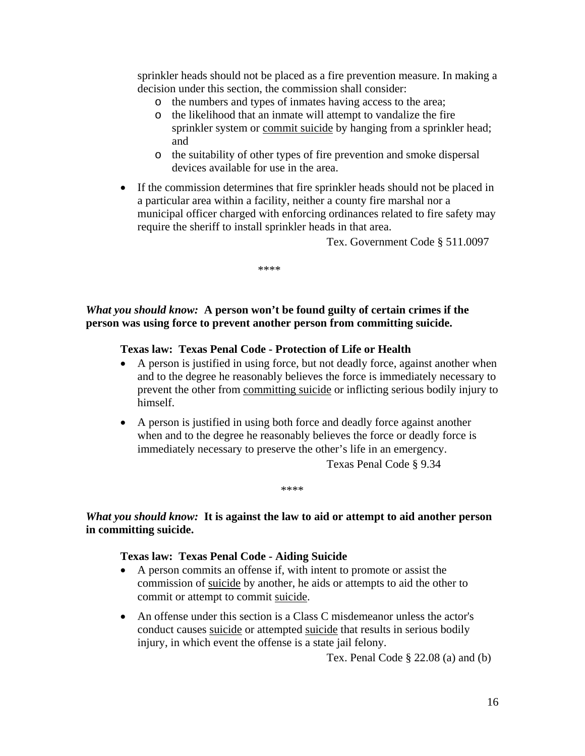sprinkler heads should not be placed as a fire prevention measure. In making a decision under this section, the commission shall consider:
  - the numbers and types of inmates having access to the area;
  - the likelihood that an inmate will attempt to vandalize the fire sprinkler system or commit suicide by hanging from a sprinkler head; and
  - the suitability of other types of fire prevention and smoke dispersal devices available for use in the area.

- If the commission determines that fire sprinkler heads should not be placed in a particular area within a facility, neither a county fire marshal nor a municipal officer charged with enforcing ordinances related to fire safety may require the sheriff to install sprinkler heads in that area.

Tex. Government Code § 511.0097

****

***What you should know:*** **A person won't be found guilty of certain crimes if the person was using force to prevent another person from committing suicide.**

**Texas law: Texas Penal Code - Protection of Life or Health**

- A person is justified in using force, but not deadly force, against another when and to the degree he reasonably believes the force is immediately necessary to prevent the other from committing suicide or inflicting serious bodily injury to himself.
- A person is justified in using both force and deadly force against another when and to the degree he reasonably believes the force or deadly force is immediately necessary to preserve the other's life in an emergency.

Texas Penal Code § 9.34

****

***What you should know:*** **It is against the law to aid or attempt to aid another person in committing suicide.**

**Texas law: Texas Penal Code - Aiding Suicide**

- A person commits an offense if, with intent to promote or assist the commission of suicide by another, he aids or attempts to aid the other to commit or attempt to commit suicide.
- An offense under this section is a Class C misdemeanor unless the actor's conduct causes suicide or attempted suicide that results in serious bodily injury, in which event the offense is a state jail felony.

Tex. Penal Code § 22.08 (a) and (b)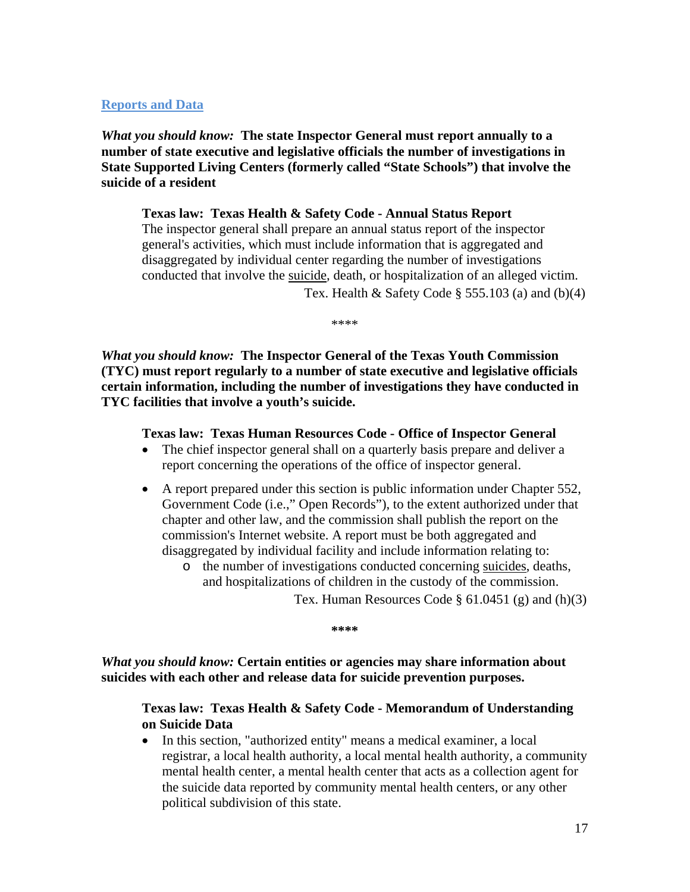## Reports and Data

***What you should know:*** **The state Inspector General must report annually to a number of state executive and legislative officials the number of investigations in State Supported Living Centers (formerly called "State Schools") that involve the suicide of a resident**

> **Texas law: Texas Health & Safety Code - Annual Status Report**
>
> The inspector general shall prepare an annual status report of the inspector general's activities, which must include information that is aggregated and disaggregated by individual center regarding the number of investigations conducted that involve the suicide, death, or hospitalization of an alleged victim.
>
> Tex. Health & Safety Code § 555.103 (a) and (b)(4)

****

***What you should know:*** **The Inspector General of the Texas Youth Commission (TYC) must report regularly to a number of state executive and legislative officials certain information, including the number of investigations they have conducted in TYC facilities that involve a youth's suicide.**

> **Texas law: Texas Human Resources Code - Office of Inspector General**
>
> - The chief inspector general shall on a quarterly basis prepare and deliver a report concerning the operations of the office of inspector general.
> - A report prepared under this section is public information under Chapter 552, Government Code (i.e.," Open Records"), to the extent authorized under that chapter and other law, and the commission shall publish the report on the commission's Internet website. A report must be both aggregated and disaggregated by individual facility and include information relating to:
>   - the number of investigations conducted concerning suicides, deaths, and hospitalizations of children in the custody of the commission.
>
> Tex. Human Resources Code § 61.0451 (g) and (h)(3)

****

***What you should know:*** **Certain entities or agencies may share information about suicides with each other and release data for suicide prevention purposes.**

> **Texas law: Texas Health & Safety Code - Memorandum of Understanding on Suicide Data**
>
> - In this section, "authorized entity" means a medical examiner, a local registrar, a local health authority, a local mental health authority, a community mental health center, a mental health center that acts as a collection agent for the suicide data reported by community mental health centers, or any other political subdivision of this state.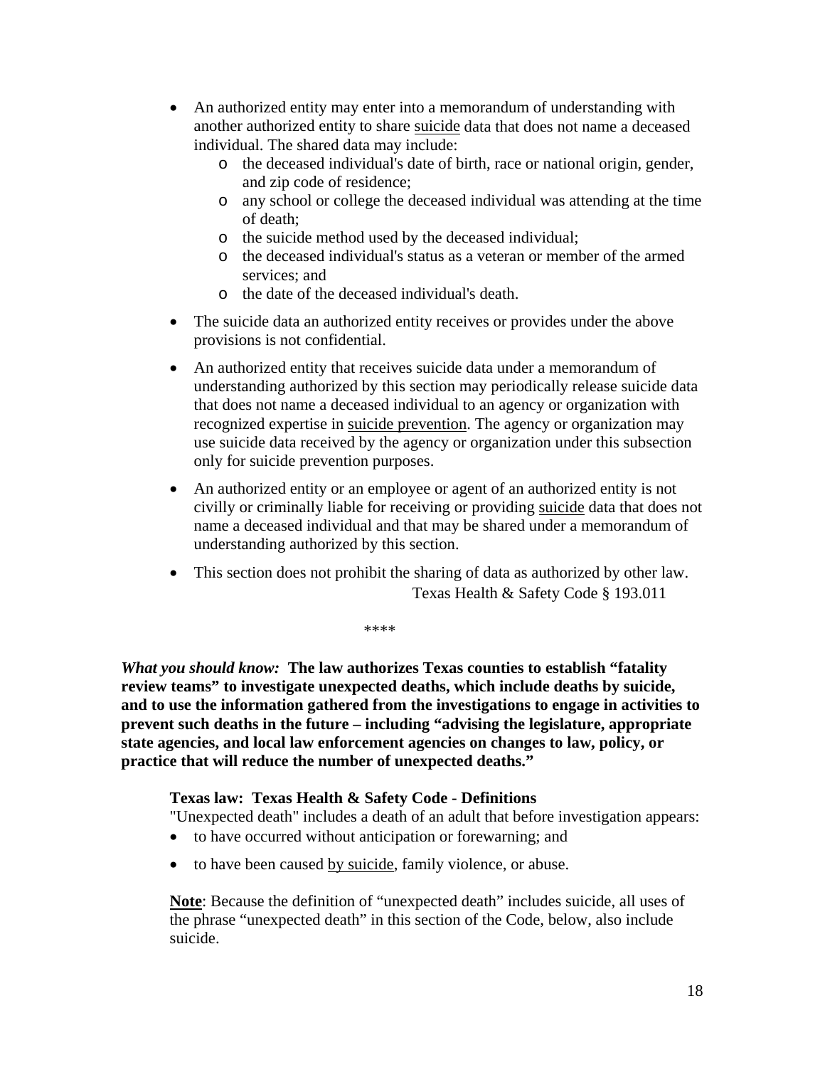- An authorized entity may enter into a memorandum of understanding with another authorized entity to share suicide data that does not name a deceased individual. The shared data may include:
  - the deceased individual's date of birth, race or national origin, gender, and zip code of residence;
  - any school or college the deceased individual was attending at the time of death;
  - the suicide method used by the deceased individual;
  - the deceased individual's status as a veteran or member of the armed services; and
  - the date of the deceased individual's death.
- The suicide data an authorized entity receives or provides under the above provisions is not confidential.
- An authorized entity that receives suicide data under a memorandum of understanding authorized by this section may periodically release suicide data that does not name a deceased individual to an agency or organization with recognized expertise in suicide prevention. The agency or organization may use suicide data received by the agency or organization under this subsection only for suicide prevention purposes.
- An authorized entity or an employee or agent of an authorized entity is not civilly or criminally liable for receiving or providing suicide data that does not name a deceased individual and that may be shared under a memorandum of understanding authorized by this section.
- This section does not prohibit the sharing of data as authorized by other law.

Texas Health & Safety Code § 193.011

****

***What you should know:*** **The law authorizes Texas counties to establish "fatality review teams" to investigate unexpected deaths, which include deaths by suicide, and to use the information gathered from the investigations to engage in activities to prevent such deaths in the future – including "advising the legislature, appropriate state agencies, and local law enforcement agencies on changes to law, policy, or practice that will reduce the number of unexpected deaths."**

**Texas law: Texas Health & Safety Code - Definitions**

"Unexpected death" includes a death of an adult that before investigation appears:

- to have occurred without anticipation or forewarning; and
- to have been caused by suicide, family violence, or abuse.

**Note**: Because the definition of "unexpected death" includes suicide, all uses of the phrase "unexpected death" in this section of the Code, below, also include suicide.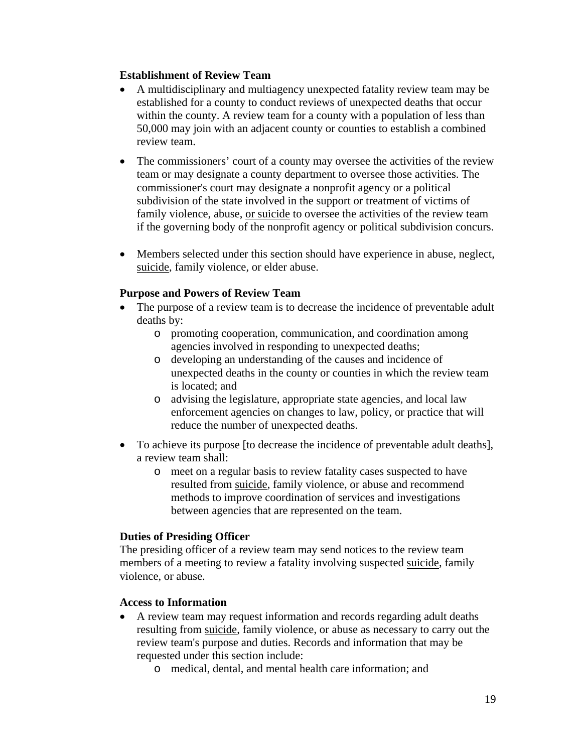**Establishment of Review Team**

- A multidisciplinary and multiagency unexpected fatality review team may be established for a county to conduct reviews of unexpected deaths that occur within the county. A review team for a county with a population of less than 50,000 may join with an adjacent county or counties to establish a combined review team.
- The commissioners' court of a county may oversee the activities of the review team or may designate a county department to oversee those activities. The commissioner's court may designate a nonprofit agency or a political subdivision of the state involved in the support or treatment of victims of family violence, abuse, <u>or suicide</u> to oversee the activities of the review team if the governing body of the nonprofit agency or political subdivision concurs.
- Members selected under this section should have experience in abuse, neglect, <u>suicide</u>, family violence, or elder abuse.

**Purpose and Powers of Review Team**

- The purpose of a review team is to decrease the incidence of preventable adult deaths by:
    - promoting cooperation, communication, and coordination among agencies involved in responding to unexpected deaths;
    - developing an understanding of the causes and incidence of unexpected deaths in the county or counties in which the review team is located; and
    - advising the legislature, appropriate state agencies, and local law enforcement agencies on changes to law, policy, or practice that will reduce the number of unexpected deaths.
- To achieve its purpose [to decrease the incidence of preventable adult deaths], a review team shall:
    - meet on a regular basis to review fatality cases suspected to have resulted from <u>suicide</u>, family violence, or abuse and recommend methods to improve coordination of services and investigations between agencies that are represented on the team.

**Duties of Presiding Officer**

The presiding officer of a review team may send notices to the review team members of a meeting to review a fatality involving suspected <u>suicide</u>, family violence, or abuse.

**Access to Information**

- A review team may request information and records regarding adult deaths resulting from <u>suicide</u>, family violence, or abuse as necessary to carry out the review team's purpose and duties. Records and information that may be requested under this section include:
    - medical, dental, and mental health care information; and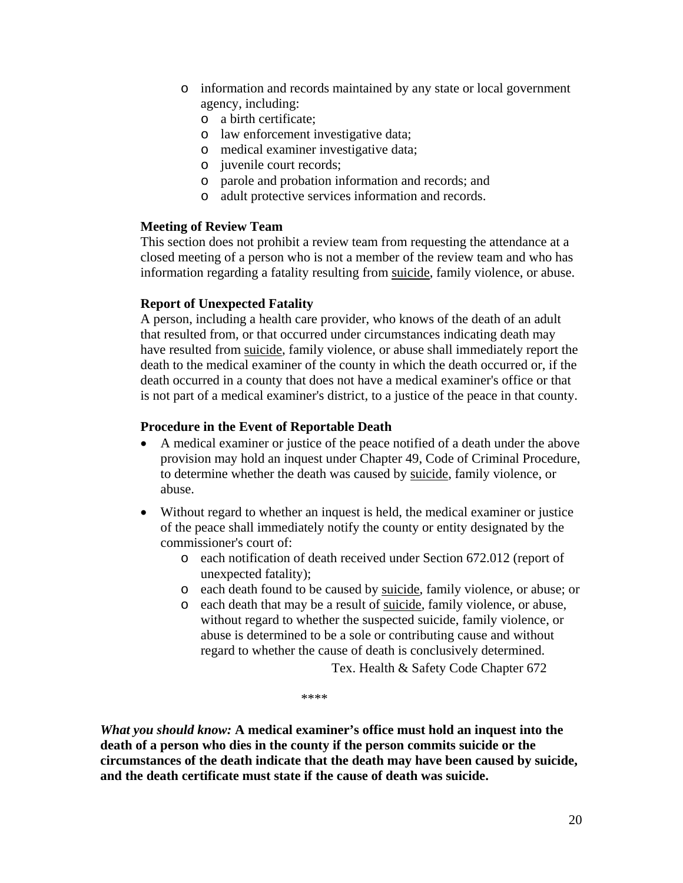- information and records maintained by any state or local government agency, including:
  - a birth certificate;
  - law enforcement investigative data;
  - medical examiner investigative data;
  - juvenile court records;
  - parole and probation information and records; and
  - adult protective services information and records.

**Meeting of Review Team**

This section does not prohibit a review team from requesting the attendance at a closed meeting of a person who is not a member of the review team and who has information regarding a fatality resulting from <u>suicide</u>, family violence, or abuse.

**Report of Unexpected Fatality**

A person, including a health care provider, who knows of the death of an adult that resulted from, or that occurred under circumstances indicating death may have resulted from <u>suicide</u>, family violence, or abuse shall immediately report the death to the medical examiner of the county in which the death occurred or, if the death occurred in a county that does not have a medical examiner's office or that is not part of a medical examiner's district, to a justice of the peace in that county.

**Procedure in the Event of Reportable Death**

- A medical examiner or justice of the peace notified of a death under the above provision may hold an inquest under Chapter 49, Code of Criminal Procedure, to determine whether the death was caused by <u>suicide</u>, family violence, or abuse.
- Without regard to whether an inquest is held, the medical examiner or justice of the peace shall immediately notify the county or entity designated by the commissioner's court of:
  - each notification of death received under Section 672.012 (report of unexpected fatality);
  - each death found to be caused by <u>suicide</u>, family violence, or abuse; or
  - each death that may be a result of <u>suicide</u>, family violence, or abuse, without regard to whether the suspected suicide, family violence, or abuse is determined to be a sole or contributing cause and without regard to whether the cause of death is conclusively determined.

Tex. Health & Safety Code Chapter 672

****

***What you should know:*** **A medical examiner's office must hold an inquest into the death of a person who dies in the county if the person commits suicide or the circumstances of the death indicate that the death may have been caused by suicide, and the death certificate must state if the cause of death was suicide.**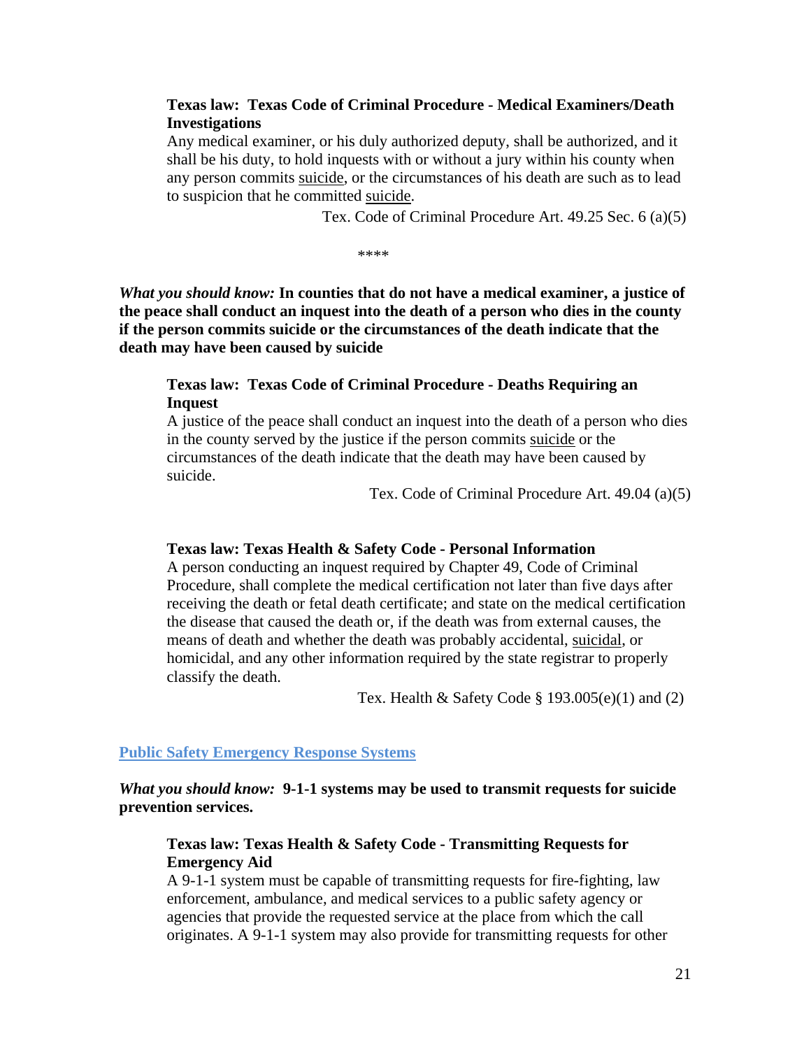**Texas law: Texas Code of Criminal Procedure - Medical Examiners/Death Investigations**

Any medical examiner, or his duly authorized deputy, shall be authorized, and it shall be his duty, to hold inquests with or without a jury within his county when any person commits suicide, or the circumstances of his death are such as to lead to suspicion that he committed suicide.

Tex. Code of Criminal Procedure Art. 49.25 Sec. 6 (a)(5)

****

***What you should know:*** **In counties that do not have a medical examiner, a justice of the peace shall conduct an inquest into the death of a person who dies in the county if the person commits suicide or the circumstances of the death indicate that the death may have been caused by suicide**

**Texas law: Texas Code of Criminal Procedure - Deaths Requiring an Inquest**

A justice of the peace shall conduct an inquest into the death of a person who dies in the county served by the justice if the person commits suicide or the circumstances of the death indicate that the death may have been caused by suicide.

Tex. Code of Criminal Procedure Art. 49.04 (a)(5)

**Texas law: Texas Health & Safety Code - Personal Information**

A person conducting an inquest required by Chapter 49, Code of Criminal Procedure, shall complete the medical certification not later than five days after receiving the death or fetal death certificate; and state on the medical certification the disease that caused the death or, if the death was from external causes, the means of death and whether the death was probably accidental, suicidal, or homicidal, and any other information required by the state registrar to properly classify the death.

Tex. Health & Safety Code § 193.005(e)(1) and (2)

## Public Safety Emergency Response Systems

***What you should know:*** **9-1-1 systems may be used to transmit requests for suicide prevention services.**

**Texas law: Texas Health & Safety Code - Transmitting Requests for Emergency Aid**

A 9-1-1 system must be capable of transmitting requests for fire-fighting, law enforcement, ambulance, and medical services to a public safety agency or agencies that provide the requested service at the place from which the call originates. A 9-1-1 system may also provide for transmitting requests for other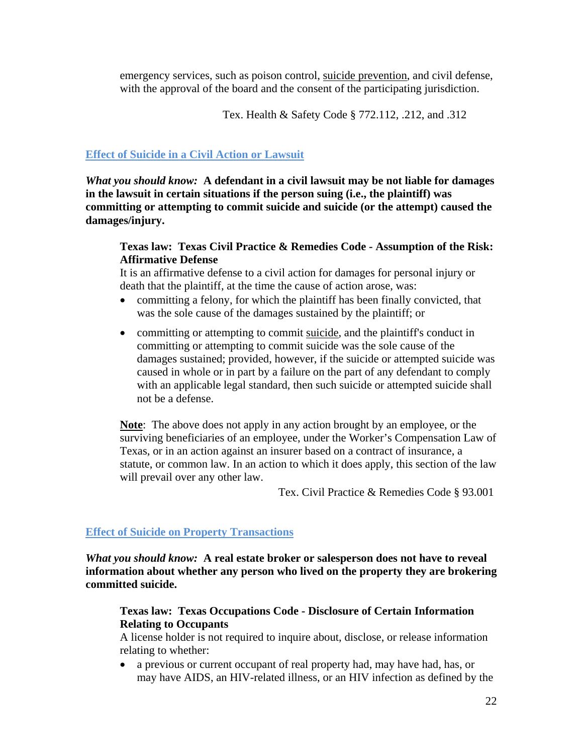emergency services, such as poison control, suicide prevention, and civil defense, with the approval of the board and the consent of the participating jurisdiction.

Tex. Health & Safety Code § 772.112, .212, and .312

## Effect of Suicide in a Civil Action or Lawsuit

***What you should know:*** **A defendant in a civil lawsuit may be not liable for damages in the lawsuit in certain situations if the person suing (i.e., the plaintiff) was committing or attempting to commit suicide and suicide (or the attempt) caused the damages/injury.**

**Texas law: Texas Civil Practice & Remedies Code - Assumption of the Risk: Affirmative Defense**

It is an affirmative defense to a civil action for damages for personal injury or death that the plaintiff, at the time the cause of action arose, was:

- committing a felony, for which the plaintiff has been finally convicted, that was the sole cause of the damages sustained by the plaintiff; or
- committing or attempting to commit suicide, and the plaintiff's conduct in committing or attempting to commit suicide was the sole cause of the damages sustained; provided, however, if the suicide or attempted suicide was caused in whole or in part by a failure on the part of any defendant to comply with an applicable legal standard, then such suicide or attempted suicide shall not be a defense.

**Note**: The above does not apply in any action brought by an employee, or the surviving beneficiaries of an employee, under the Worker's Compensation Law of Texas, or in an action against an insurer based on a contract of insurance, a statute, or common law. In an action to which it does apply, this section of the law will prevail over any other law.

Tex. Civil Practice & Remedies Code § 93.001

## Effect of Suicide on Property Transactions

***What you should know:*** **A real estate broker or salesperson does not have to reveal information about whether any person who lived on the property they are brokering committed suicide.**

**Texas law: Texas Occupations Code - Disclosure of Certain Information Relating to Occupants**

A license holder is not required to inquire about, disclose, or release information relating to whether:

- a previous or current occupant of real property had, may have had, has, or may have AIDS, an HIV-related illness, or an HIV infection as defined by the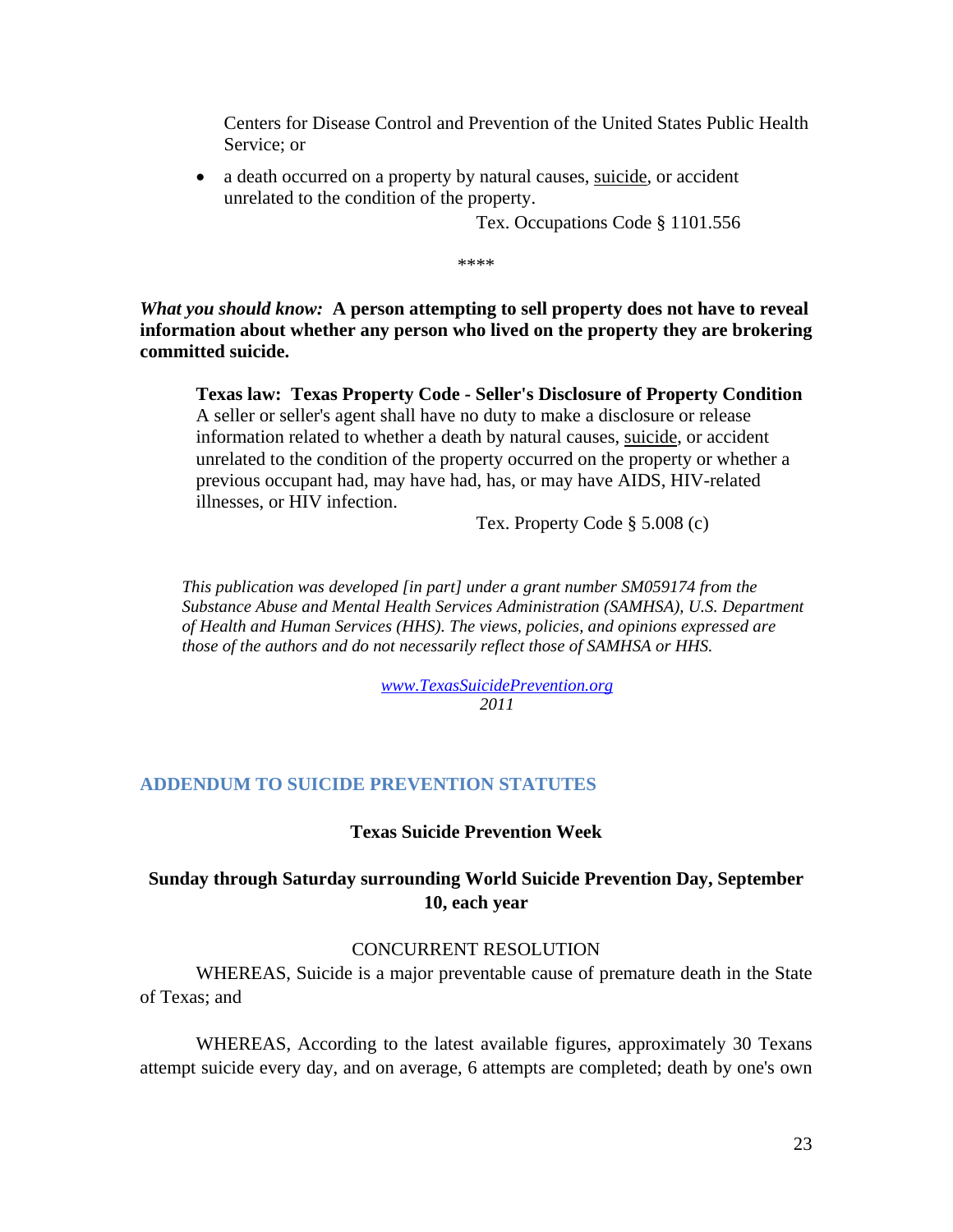Centers for Disease Control and Prevention of the United States Public Health Service; or

- a death occurred on a property by natural causes, <u>suicide</u>, or accident unrelated to the condition of the property.

Tex. Occupations Code § 1101.556

****

*What you should know:* **A person attempting to sell property does not have to reveal information about whether any person who lived on the property they are brokering committed suicide.**

**Texas law: Texas Property Code - Seller's Disclosure of Property Condition**
A seller or seller's agent shall have no duty to make a disclosure or release information related to whether a death by natural causes, <u>suicide</u>, or accident unrelated to the condition of the property occurred on the property or whether a previous occupant had, may have had, has, or may have AIDS, HIV-related illnesses, or HIV infection.

Tex. Property Code § 5.008 (c)

*This publication was developed [in part] under a grant number SM059174 from the Substance Abuse and Mental Health Services Administration (SAMHSA), U.S. Department of Health and Human Services (HHS). The views, policies, and opinions expressed are those of the authors and do not necessarily reflect those of SAMHSA or HHS.*

*www.TexasSuicidePrevention.org*
*2011*

## ADDENDUM TO SUICIDE PREVENTION STATUTES

**Texas Suicide Prevention Week**

**Sunday through Saturday surrounding World Suicide Prevention Day, September 10, each year**

CONCURRENT RESOLUTION

WHEREAS, Suicide is a major preventable cause of premature death in the State of Texas; and

WHEREAS, According to the latest available figures, approximately 30 Texans attempt suicide every day, and on average, 6 attempts are completed; death by one's own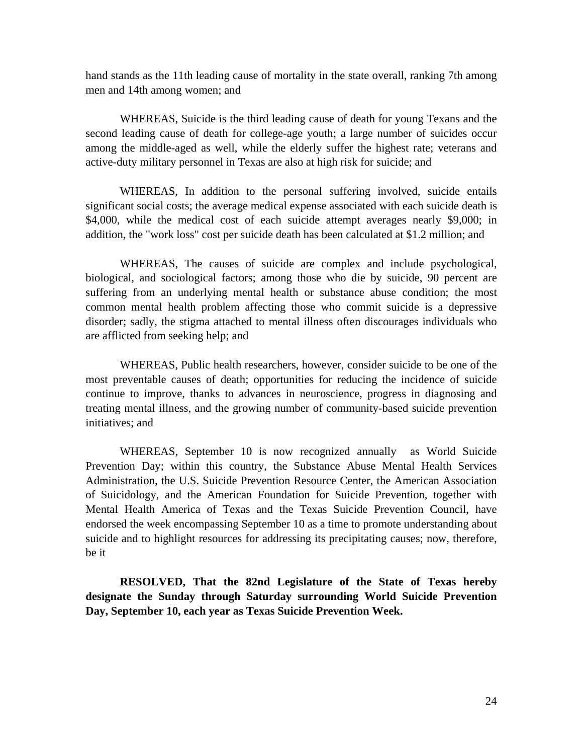hand stands as the 11th leading cause of mortality in the state overall, ranking 7th among men and 14th among women; and

WHEREAS, Suicide is the third leading cause of death for young Texans and the second leading cause of death for college-age youth; a large number of suicides occur among the middle-aged as well, while the elderly suffer the highest rate; veterans and active-duty military personnel in Texas are also at high risk for suicide; and

WHEREAS, In addition to the personal suffering involved, suicide entails significant social costs; the average medical expense associated with each suicide death is $4,000, while the medical cost of each suicide attempt averages nearly $9,000; in addition, the "work loss" cost per suicide death has been calculated at $1.2 million; and

WHEREAS, The causes of suicide are complex and include psychological, biological, and sociological factors; among those who die by suicide, 90 percent are suffering from an underlying mental health or substance abuse condition; the most common mental health problem affecting those who commit suicide is a depressive disorder; sadly, the stigma attached to mental illness often discourages individuals who are afflicted from seeking help; and

WHEREAS, Public health researchers, however, consider suicide to be one of the most preventable causes of death; opportunities for reducing the incidence of suicide continue to improve, thanks to advances in neuroscience, progress in diagnosing and treating mental illness, and the growing number of community-based suicide prevention initiatives; and

WHEREAS, September 10 is now recognized annually as World Suicide Prevention Day; within this country, the Substance Abuse Mental Health Services Administration, the U.S. Suicide Prevention Resource Center, the American Association of Suicidology, and the American Foundation for Suicide Prevention, together with Mental Health America of Texas and the Texas Suicide Prevention Council, have endorsed the week encompassing September 10 as a time to promote understanding about suicide and to highlight resources for addressing its precipitating causes; now, therefore, be it

**RESOLVED, That the 82nd Legislature of the State of Texas hereby designate the Sunday through Saturday surrounding World Suicide Prevention Day, September 10, each year as Texas Suicide Prevention Week.**